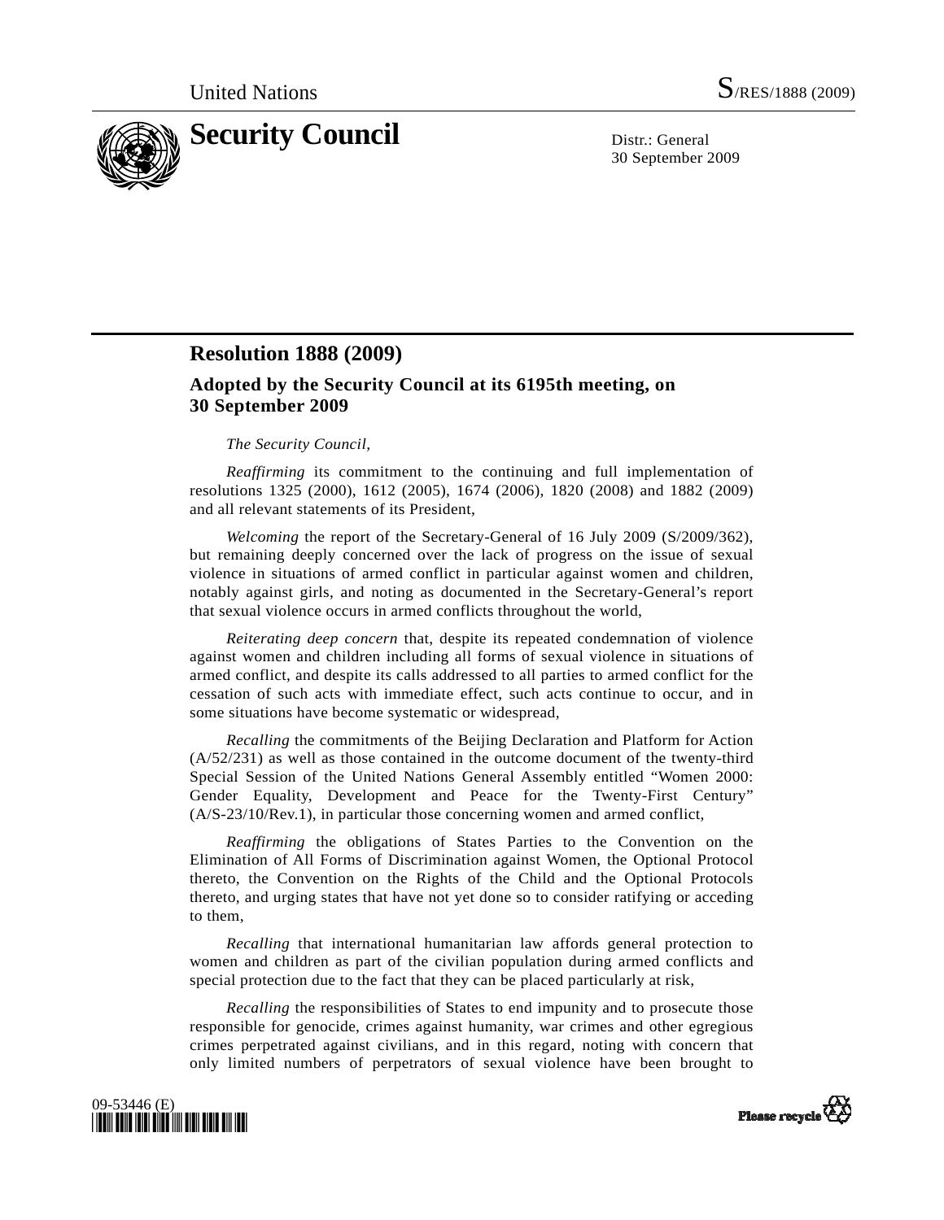United Nations S/RES/1888 (2009)

# Security Council

Distr.: General
30 September 2009

## Resolution 1888 (2009)

### Adopted by the Security Council at its 6195th meeting, on 30 September 2009

*The Security Council*,

*Reaffirming* its commitment to the continuing and full implementation of resolutions 1325 (2000), 1612 (2005), 1674 (2006), 1820 (2008) and 1882 (2009) and all relevant statements of its President,

*Welcoming* the report of the Secretary-General of 16 July 2009 (S/2009/362), but remaining deeply concerned over the lack of progress on the issue of sexual violence in situations of armed conflict in particular against women and children, notably against girls, and noting as documented in the Secretary-General's report that sexual violence occurs in armed conflicts throughout the world,

*Reiterating deep concern* that, despite its repeated condemnation of violence against women and children including all forms of sexual violence in situations of armed conflict, and despite its calls addressed to all parties to armed conflict for the cessation of such acts with immediate effect, such acts continue to occur, and in some situations have become systematic or widespread,

*Recalling* the commitments of the Beijing Declaration and Platform for Action (A/52/231) as well as those contained in the outcome document of the twenty-third Special Session of the United Nations General Assembly entitled "Women 2000: Gender Equality, Development and Peace for the Twenty-First Century" (A/S-23/10/Rev.1), in particular those concerning women and armed conflict,

*Reaffirming* the obligations of States Parties to the Convention on the Elimination of All Forms of Discrimination against Women, the Optional Protocol thereto, the Convention on the Rights of the Child and the Optional Protocols thereto, and urging states that have not yet done so to consider ratifying or acceding to them,

*Recalling* that international humanitarian law affords general protection to women and children as part of the civilian population during armed conflicts and special protection due to the fact that they can be placed particularly at risk,

*Recalling* the responsibilities of States to end impunity and to prosecute those responsible for genocide, crimes against humanity, war crimes and other egregious crimes perpetrated against civilians, and in this regard, noting with concern that only limited numbers of perpetrators of sexual violence have been brought to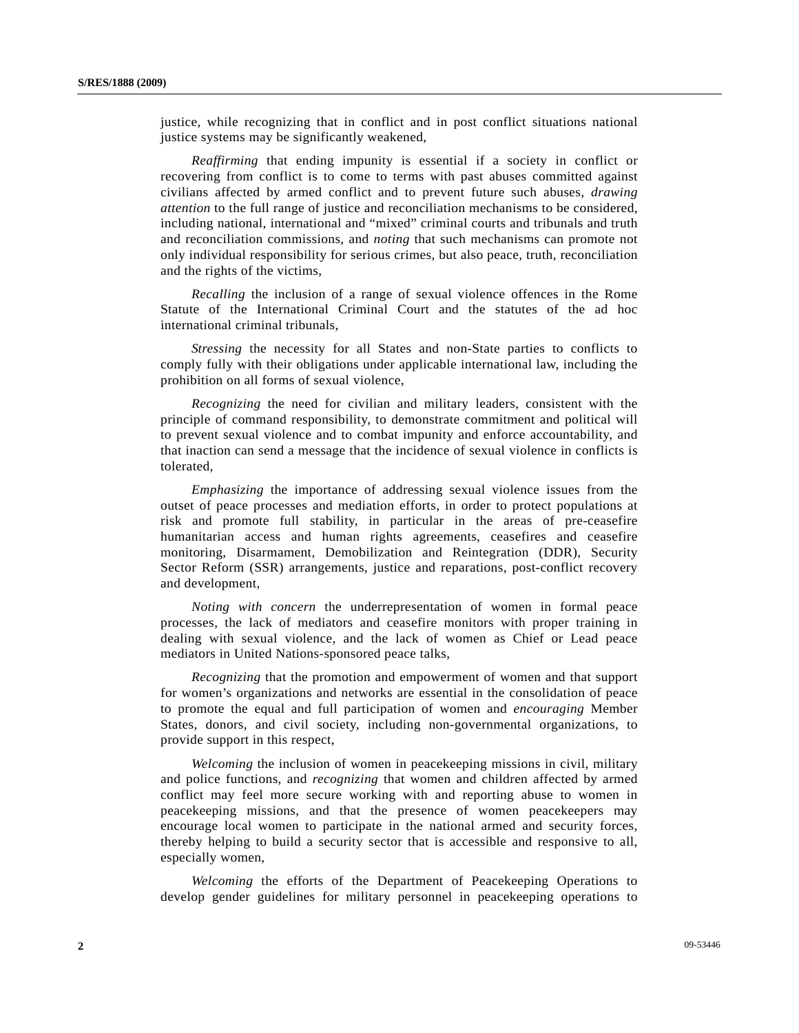justice, while recognizing that in conflict and in post conflict situations national justice systems may be significantly weakened,

*Reaffirming* that ending impunity is essential if a society in conflict or recovering from conflict is to come to terms with past abuses committed against civilians affected by armed conflict and to prevent future such abuses, *drawing attention* to the full range of justice and reconciliation mechanisms to be considered, including national, international and "mixed" criminal courts and tribunals and truth and reconciliation commissions, and *noting* that such mechanisms can promote not only individual responsibility for serious crimes, but also peace, truth, reconciliation and the rights of the victims,

*Recalling* the inclusion of a range of sexual violence offences in the Rome Statute of the International Criminal Court and the statutes of the ad hoc international criminal tribunals,

*Stressing* the necessity for all States and non-State parties to conflicts to comply fully with their obligations under applicable international law, including the prohibition on all forms of sexual violence,

*Recognizing* the need for civilian and military leaders, consistent with the principle of command responsibility, to demonstrate commitment and political will to prevent sexual violence and to combat impunity and enforce accountability, and that inaction can send a message that the incidence of sexual violence in conflicts is tolerated,

*Emphasizing* the importance of addressing sexual violence issues from the outset of peace processes and mediation efforts, in order to protect populations at risk and promote full stability, in particular in the areas of pre-ceasefire humanitarian access and human rights agreements, ceasefires and ceasefire monitoring, Disarmament, Demobilization and Reintegration (DDR), Security Sector Reform (SSR) arrangements, justice and reparations, post-conflict recovery and development,

*Noting with concern* the underrepresentation of women in formal peace processes, the lack of mediators and ceasefire monitors with proper training in dealing with sexual violence, and the lack of women as Chief or Lead peace mediators in United Nations-sponsored peace talks,

*Recognizing* that the promotion and empowerment of women and that support for women's organizations and networks are essential in the consolidation of peace to promote the equal and full participation of women and *encouraging* Member States, donors, and civil society, including non-governmental organizations, to provide support in this respect,

*Welcoming* the inclusion of women in peacekeeping missions in civil, military and police functions, and *recognizing* that women and children affected by armed conflict may feel more secure working with and reporting abuse to women in peacekeeping missions, and that the presence of women peacekeepers may encourage local women to participate in the national armed and security forces, thereby helping to build a security sector that is accessible and responsive to all, especially women,

*Welcoming* the efforts of the Department of Peacekeeping Operations to develop gender guidelines for military personnel in peacekeeping operations to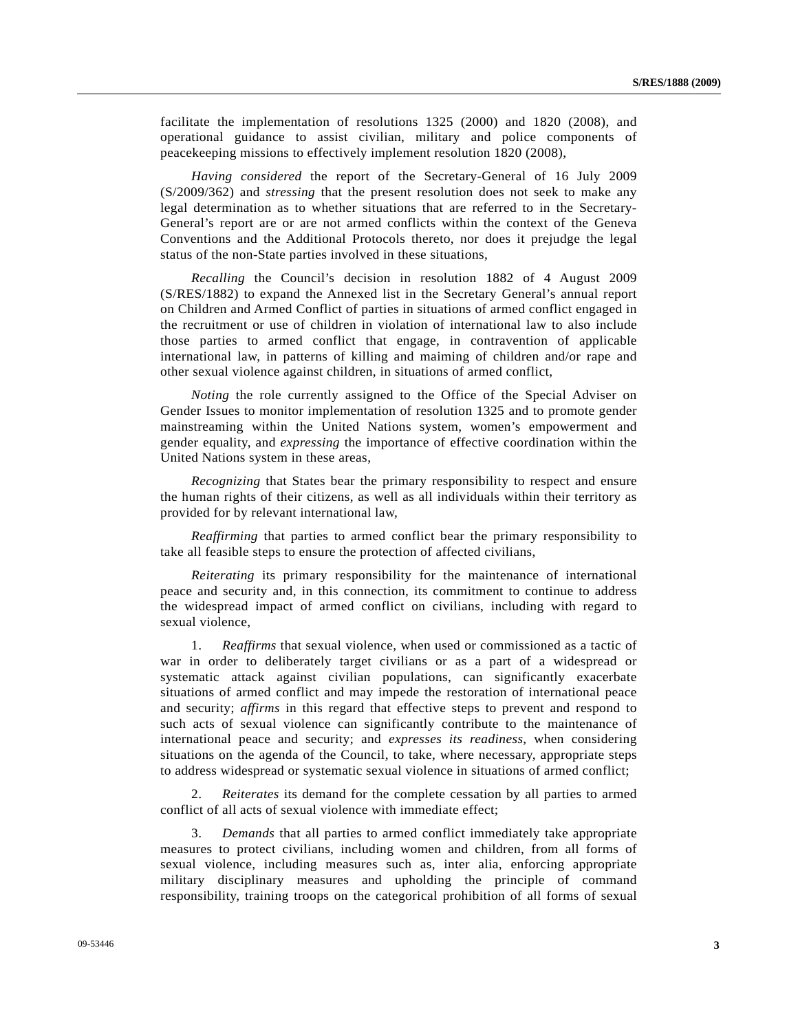facilitate the implementation of resolutions 1325 (2000) and 1820 (2008), and operational guidance to assist civilian, military and police components of peacekeeping missions to effectively implement resolution 1820 (2008),

*Having considered* the report of the Secretary-General of 16 July 2009 (S/2009/362) and *stressing* that the present resolution does not seek to make any legal determination as to whether situations that are referred to in the Secretary-General's report are or are not armed conflicts within the context of the Geneva Conventions and the Additional Protocols thereto, nor does it prejudge the legal status of the non-State parties involved in these situations,

*Recalling* the Council's decision in resolution 1882 of 4 August 2009 (S/RES/1882) to expand the Annexed list in the Secretary General's annual report on Children and Armed Conflict of parties in situations of armed conflict engaged in the recruitment or use of children in violation of international law to also include those parties to armed conflict that engage, in contravention of applicable international law, in patterns of killing and maiming of children and/or rape and other sexual violence against children, in situations of armed conflict,

*Noting* the role currently assigned to the Office of the Special Adviser on Gender Issues to monitor implementation of resolution 1325 and to promote gender mainstreaming within the United Nations system, women's empowerment and gender equality, and *expressing* the importance of effective coordination within the United Nations system in these areas,

*Recognizing* that States bear the primary responsibility to respect and ensure the human rights of their citizens, as well as all individuals within their territory as provided for by relevant international law,

*Reaffirming* that parties to armed conflict bear the primary responsibility to take all feasible steps to ensure the protection of affected civilians,

*Reiterating* its primary responsibility for the maintenance of international peace and security and, in this connection, its commitment to continue to address the widespread impact of armed conflict on civilians, including with regard to sexual violence,

1. *Reaffirms* that sexual violence, when used or commissioned as a tactic of war in order to deliberately target civilians or as a part of a widespread or systematic attack against civilian populations, can significantly exacerbate situations of armed conflict and may impede the restoration of international peace and security; *affirms* in this regard that effective steps to prevent and respond to such acts of sexual violence can significantly contribute to the maintenance of international peace and security; and *expresses its readiness*, when considering situations on the agenda of the Council, to take, where necessary, appropriate steps to address widespread or systematic sexual violence in situations of armed conflict;

2. *Reiterates* its demand for the complete cessation by all parties to armed conflict of all acts of sexual violence with immediate effect;

3. *Demands* that all parties to armed conflict immediately take appropriate measures to protect civilians, including women and children, from all forms of sexual violence, including measures such as, inter alia, enforcing appropriate military disciplinary measures and upholding the principle of command responsibility, training troops on the categorical prohibition of all forms of sexual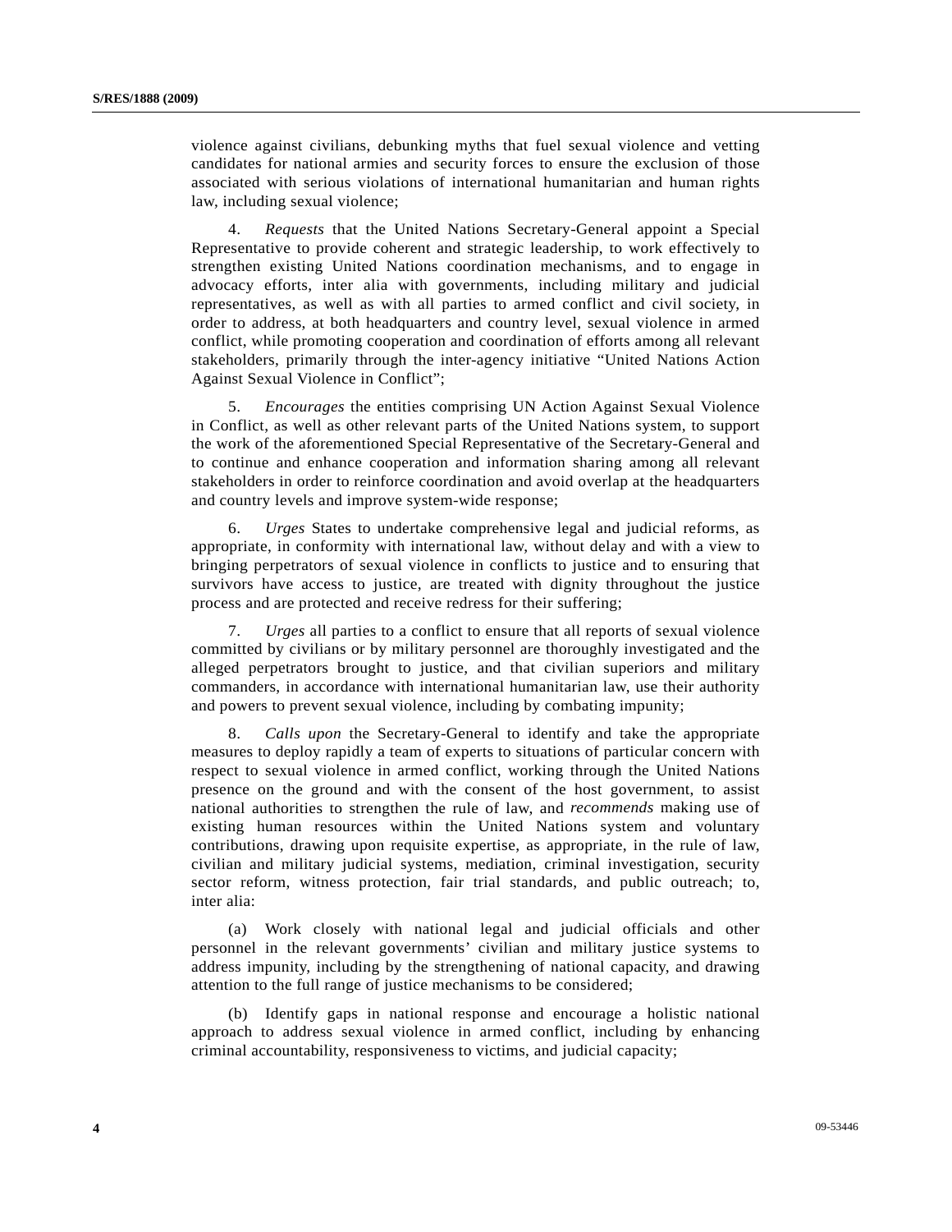violence against civilians, debunking myths that fuel sexual violence and vetting candidates for national armies and security forces to ensure the exclusion of those associated with serious violations of international humanitarian and human rights law, including sexual violence;

4. *Requests* that the United Nations Secretary-General appoint a Special Representative to provide coherent and strategic leadership, to work effectively to strengthen existing United Nations coordination mechanisms, and to engage in advocacy efforts, inter alia with governments, including military and judicial representatives, as well as with all parties to armed conflict and civil society, in order to address, at both headquarters and country level, sexual violence in armed conflict, while promoting cooperation and coordination of efforts among all relevant stakeholders, primarily through the inter-agency initiative "United Nations Action Against Sexual Violence in Conflict";

5. *Encourages* the entities comprising UN Action Against Sexual Violence in Conflict, as well as other relevant parts of the United Nations system, to support the work of the aforementioned Special Representative of the Secretary-General and to continue and enhance cooperation and information sharing among all relevant stakeholders in order to reinforce coordination and avoid overlap at the headquarters and country levels and improve system-wide response;

6. *Urges* States to undertake comprehensive legal and judicial reforms, as appropriate, in conformity with international law, without delay and with a view to bringing perpetrators of sexual violence in conflicts to justice and to ensuring that survivors have access to justice, are treated with dignity throughout the justice process and are protected and receive redress for their suffering;

7. *Urges* all parties to a conflict to ensure that all reports of sexual violence committed by civilians or by military personnel are thoroughly investigated and the alleged perpetrators brought to justice, and that civilian superiors and military commanders, in accordance with international humanitarian law, use their authority and powers to prevent sexual violence, including by combating impunity;

8. *Calls upon* the Secretary-General to identify and take the appropriate measures to deploy rapidly a team of experts to situations of particular concern with respect to sexual violence in armed conflict, working through the United Nations presence on the ground and with the consent of the host government, to assist national authorities to strengthen the rule of law, and *recommends* making use of existing human resources within the United Nations system and voluntary contributions, drawing upon requisite expertise, as appropriate, in the rule of law, civilian and military judicial systems, mediation, criminal investigation, security sector reform, witness protection, fair trial standards, and public outreach; to, inter alia:

(a) Work closely with national legal and judicial officials and other personnel in the relevant governments' civilian and military justice systems to address impunity, including by the strengthening of national capacity, and drawing attention to the full range of justice mechanisms to be considered;

(b) Identify gaps in national response and encourage a holistic national approach to address sexual violence in armed conflict, including by enhancing criminal accountability, responsiveness to victims, and judicial capacity;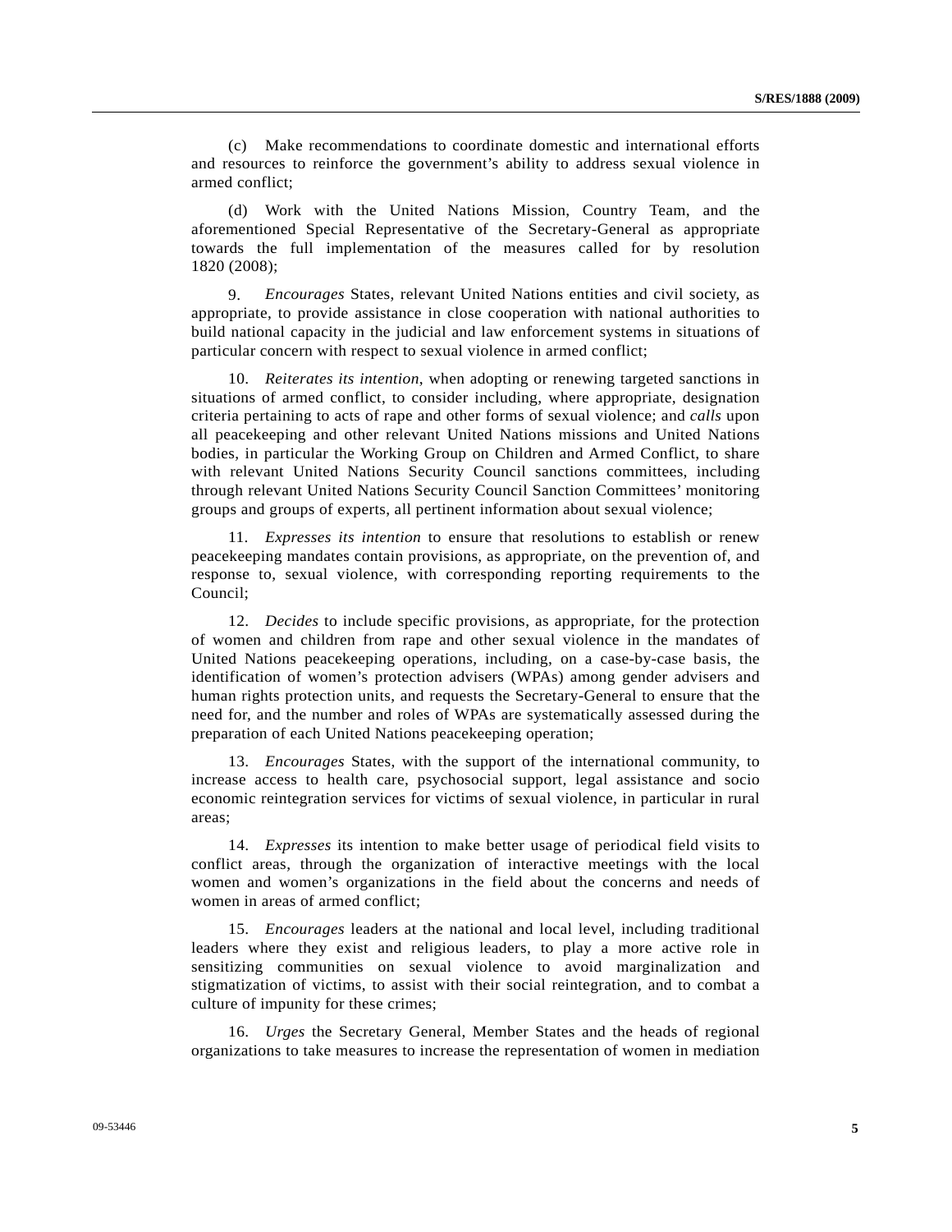(c) Make recommendations to coordinate domestic and international efforts and resources to reinforce the government's ability to address sexual violence in armed conflict;

(d) Work with the United Nations Mission, Country Team, and the aforementioned Special Representative of the Secretary-General as appropriate towards the full implementation of the measures called for by resolution 1820 (2008);

9. *Encourages* States, relevant United Nations entities and civil society, as appropriate, to provide assistance in close cooperation with national authorities to build national capacity in the judicial and law enforcement systems in situations of particular concern with respect to sexual violence in armed conflict;

10. *Reiterates its intention*, when adopting or renewing targeted sanctions in situations of armed conflict, to consider including, where appropriate, designation criteria pertaining to acts of rape and other forms of sexual violence; and *calls* upon all peacekeeping and other relevant United Nations missions and United Nations bodies, in particular the Working Group on Children and Armed Conflict, to share with relevant United Nations Security Council sanctions committees, including through relevant United Nations Security Council Sanction Committees' monitoring groups and groups of experts, all pertinent information about sexual violence;

11. *Expresses its intention* to ensure that resolutions to establish or renew peacekeeping mandates contain provisions, as appropriate, on the prevention of, and response to, sexual violence, with corresponding reporting requirements to the Council;

12. *Decides* to include specific provisions, as appropriate, for the protection of women and children from rape and other sexual violence in the mandates of United Nations peacekeeping operations, including, on a case-by-case basis, the identification of women's protection advisers (WPAs) among gender advisers and human rights protection units, and requests the Secretary-General to ensure that the need for, and the number and roles of WPAs are systematically assessed during the preparation of each United Nations peacekeeping operation;

13. *Encourages* States, with the support of the international community, to increase access to health care, psychosocial support, legal assistance and socio economic reintegration services for victims of sexual violence, in particular in rural areas;

14. *Expresses* its intention to make better usage of periodical field visits to conflict areas, through the organization of interactive meetings with the local women and women's organizations in the field about the concerns and needs of women in areas of armed conflict;

15. *Encourages* leaders at the national and local level, including traditional leaders where they exist and religious leaders, to play a more active role in sensitizing communities on sexual violence to avoid marginalization and stigmatization of victims, to assist with their social reintegration, and to combat a culture of impunity for these crimes;

16. *Urges* the Secretary General, Member States and the heads of regional organizations to take measures to increase the representation of women in mediation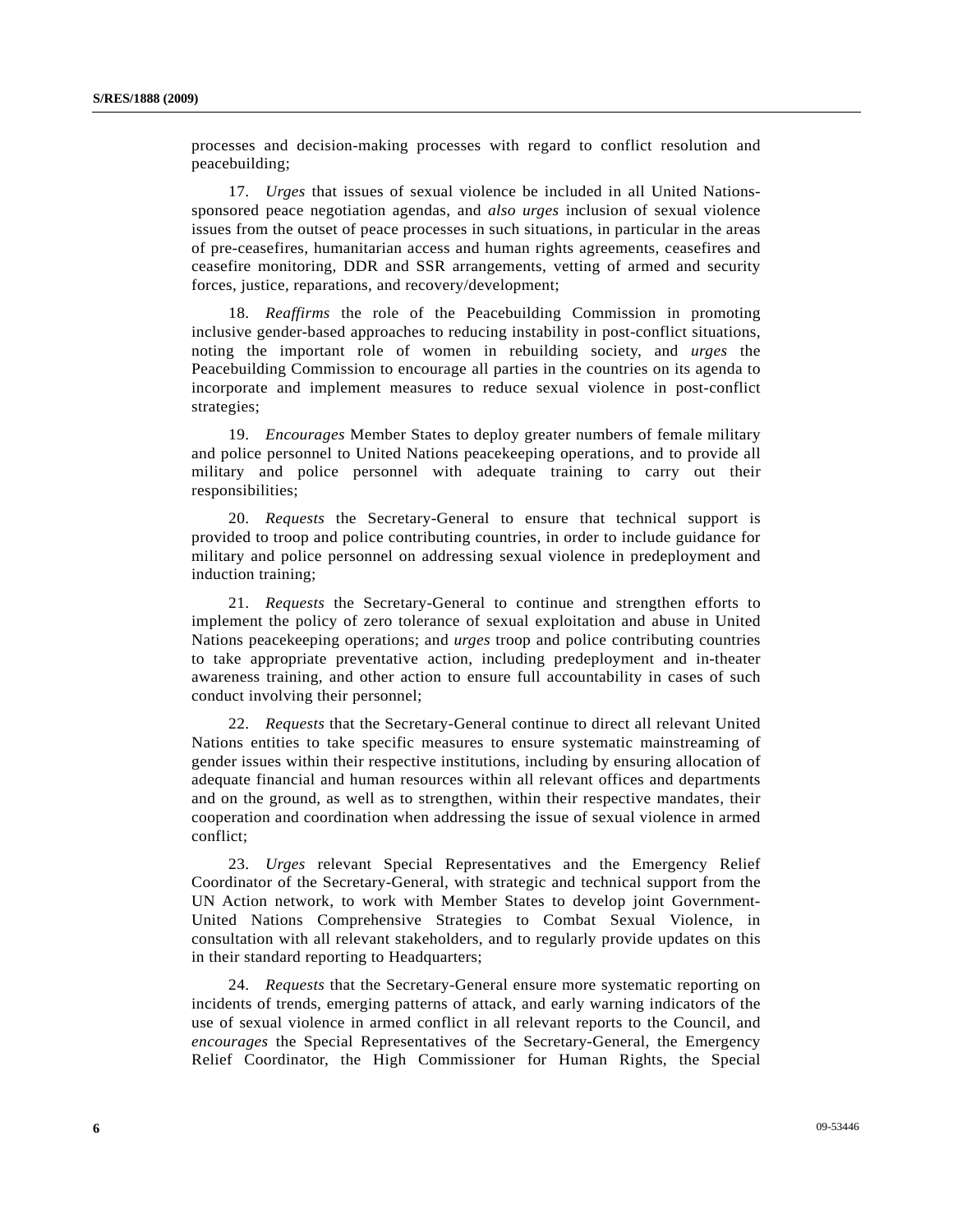processes and decision-making processes with regard to conflict resolution and peacebuilding;

17. *Urges* that issues of sexual violence be included in all United Nations-sponsored peace negotiation agendas, and *also urges* inclusion of sexual violence issues from the outset of peace processes in such situations, in particular in the areas of pre-ceasefires, humanitarian access and human rights agreements, ceasefires and ceasefire monitoring, DDR and SSR arrangements, vetting of armed and security forces, justice, reparations, and recovery/development;

18. *Reaffirms* the role of the Peacebuilding Commission in promoting inclusive gender-based approaches to reducing instability in post-conflict situations, noting the important role of women in rebuilding society, and *urges* the Peacebuilding Commission to encourage all parties in the countries on its agenda to incorporate and implement measures to reduce sexual violence in post-conflict strategies;

19. *Encourages* Member States to deploy greater numbers of female military and police personnel to United Nations peacekeeping operations, and to provide all military and police personnel with adequate training to carry out their responsibilities;

20. *Requests* the Secretary-General to ensure that technical support is provided to troop and police contributing countries, in order to include guidance for military and police personnel on addressing sexual violence in predeployment and induction training;

21. *Requests* the Secretary-General to continue and strengthen efforts to implement the policy of zero tolerance of sexual exploitation and abuse in United Nations peacekeeping operations; and *urges* troop and police contributing countries to take appropriate preventative action, including predeployment and in-theater awareness training, and other action to ensure full accountability in cases of such conduct involving their personnel;

22. *Requests* that the Secretary-General continue to direct all relevant United Nations entities to take specific measures to ensure systematic mainstreaming of gender issues within their respective institutions, including by ensuring allocation of adequate financial and human resources within all relevant offices and departments and on the ground, as well as to strengthen, within their respective mandates, their cooperation and coordination when addressing the issue of sexual violence in armed conflict;

23. *Urges* relevant Special Representatives and the Emergency Relief Coordinator of the Secretary-General, with strategic and technical support from the UN Action network, to work with Member States to develop joint Government-United Nations Comprehensive Strategies to Combat Sexual Violence, in consultation with all relevant stakeholders, and to regularly provide updates on this in their standard reporting to Headquarters;

24. *Requests* that the Secretary-General ensure more systematic reporting on incidents of trends, emerging patterns of attack, and early warning indicators of the use of sexual violence in armed conflict in all relevant reports to the Council, and *encourages* the Special Representatives of the Secretary-General, the Emergency Relief Coordinator, the High Commissioner for Human Rights, the Special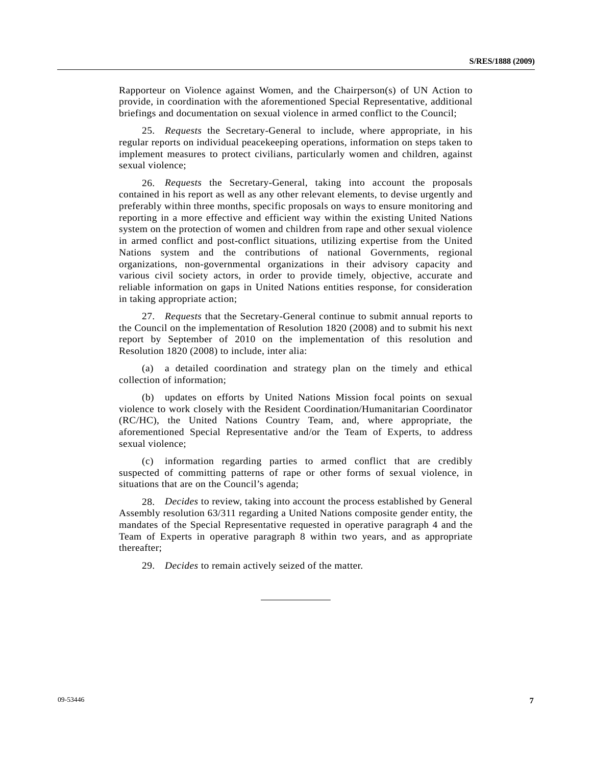Rapporteur on Violence against Women, and the Chairperson(s) of UN Action to provide, in coordination with the aforementioned Special Representative, additional briefings and documentation on sexual violence in armed conflict to the Council;

25. *Requests* the Secretary-General to include, where appropriate, in his regular reports on individual peacekeeping operations, information on steps taken to implement measures to protect civilians, particularly women and children, against sexual violence;

26. *Requests* the Secretary-General, taking into account the proposals contained in his report as well as any other relevant elements, to devise urgently and preferably within three months, specific proposals on ways to ensure monitoring and reporting in a more effective and efficient way within the existing United Nations system on the protection of women and children from rape and other sexual violence in armed conflict and post-conflict situations, utilizing expertise from the United Nations system and the contributions of national Governments, regional organizations, non-governmental organizations in their advisory capacity and various civil society actors, in order to provide timely, objective, accurate and reliable information on gaps in United Nations entities response, for consideration in taking appropriate action;

27. *Requests* that the Secretary-General continue to submit annual reports to the Council on the implementation of Resolution 1820 (2008) and to submit his next report by September of 2010 on the implementation of this resolution and Resolution 1820 (2008) to include, inter alia:

(a) a detailed coordination and strategy plan on the timely and ethical collection of information;

(b) updates on efforts by United Nations Mission focal points on sexual violence to work closely with the Resident Coordination/Humanitarian Coordinator (RC/HC), the United Nations Country Team, and, where appropriate, the aforementioned Special Representative and/or the Team of Experts, to address sexual violence;

(c) information regarding parties to armed conflict that are credibly suspected of committing patterns of rape or other forms of sexual violence, in situations that are on the Council's agenda;

28. *Decides* to review, taking into account the process established by General Assembly resolution 63/311 regarding a United Nations composite gender entity, the mandates of the Special Representative requested in operative paragraph 4 and the Team of Experts in operative paragraph 8 within two years, and as appropriate thereafter;

29. *Decides* to remain actively seized of the matter.